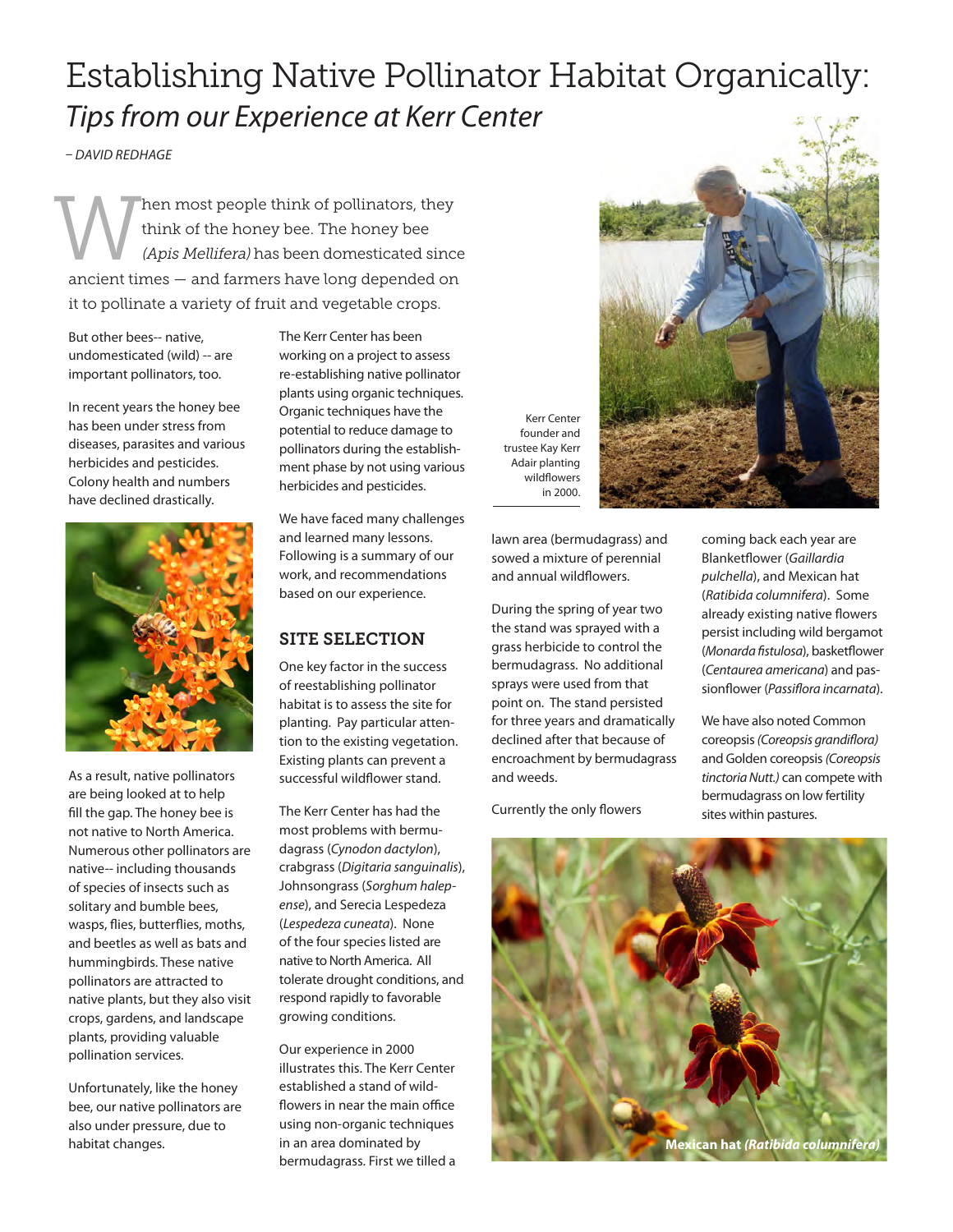# Establishing Native Pollinator Habitat Organically:

## *Tips from our Experience at Kerr Center*

*– DAVID REDHAGE*

When most people think of pollinators, they think of the honey bee. The honey bee *(Apis Mellifera)* has been domesticated since ancient times — and farmers have long depended on it to pollinate a variety of fruit and vegetable crops.

But other bees-- native, undomesticated (wild) -- are important pollinators, too.

In recent years the honey bee has been under stress from diseases, parasites and various herbicides and pesticides. Colony health and numbers have declined drastically.

As a result, native pollinators are being looked at to help fill the gap. The honey bee is not native to North America. Numerous other pollinators are native-- including thousands of species of insects such as solitary and bumble bees, wasps, flies, butterflies, moths, and beetles as well as bats and hummingbirds. These native pollinators are attracted to native plants, but they also visit crops, gardens, and landscape plants, providing valuable pollination services.

Unfortunately, like the honey bee, our native pollinators are also under pressure, due to habitat changes.

The Kerr Center has been working on a project to assess re-establishing native pollinator plants using organic techniques. Organic techniques have the potential to reduce damage to pollinators during the establishment phase by not using various herbicides and pesticides.

We have faced many challenges and learned many lessons. Following is a summary of our work, and recommendations based on our experience.

## SITE SELECTION

One key factor in the success of reestablishing pollinator habitat is to assess the site for planting. Pay particular attention to the existing vegetation. Existing plants can prevent a successful wildflower stand.

The Kerr Center has had the most problems with bermudagrass (*Cynodon dactylon*), crabgrass (*Digitaria sanguinalis*), Johnsongrass (*Sorghum halepense*), and Serecia Lespedeza (*Lespedeza cuneata*). None of the four species listed are native to North America. All tolerate drought conditions, and respond rapidly to favorable growing conditions.

Our experience in 2000 illustrates this. The Kerr Center established a stand of wildflowers in near the main office using non-organic techniques in an area dominated by bermudagrass. First we tilled a lawn area (bermudagrass) and sowed a mixture of perennial and annual wildflowers.

Kerr Center founder and trustee Kay Kerr Adair planting wildflowers in 2000.

During the spring of year two the stand was sprayed with a grass herbicide to control the bermudagrass. No additional sprays were used from that point on. The stand persisted for three years and dramatically declined after that because of encroachment by bermudagrass and weeds.

Currently the only flowers coming back each year are Blanketflower (*Gaillardia pulchella*), and Mexican hat (*Ratibida columnifera*). Some already existing native flowers persist including wild bergamot (*Monarda fistulosa*), basketflower (*Centaurea americana*) and passionflower (*Passiflora incarnata*).

We have also noted Common coreopsis *(Coreopsis grandiflora)* and Golden coreopsis *(Coreopsis tinctoria Nutt.)* can compete with bermudagrass on low fertility sites within pastures.

**Mexican hat *(Ratibida columnifera)***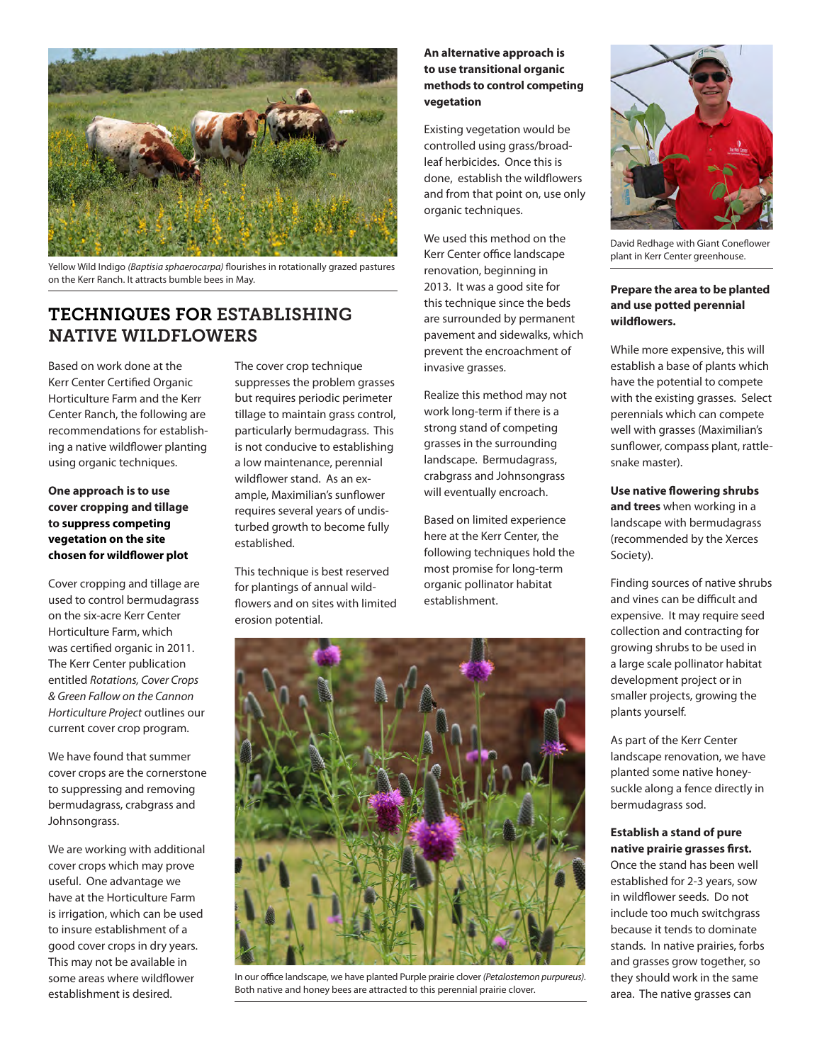Yellow Wild Indigo *(Baptisia sphaerocarpa)* flourishes in rotationally grazed pastures on the Kerr Ranch. It attracts bumble bees in May.

## TECHNIQUES FOR ESTABLISHING NATIVE WILDFLOWERS

Based on work done at the Kerr Center Certified Organic Horticulture Farm and the Kerr Center Ranch, the following are recommendations for establishing a native wildflower planting using organic techniques.

**One approach is to use cover cropping and tillage to suppress competing vegetation on the site chosen for wildflower plot**

Cover cropping and tillage are used to control bermudagrass on the six-acre Kerr Center Horticulture Farm, which was certified organic in 2011. The Kerr Center publication entitled *Rotations, Cover Crops & Green Fallow on the Cannon Horticulture Project* outlines our current cover crop program.

We have found that summer cover crops are the cornerstone to suppressing and removing bermudagrass, crabgrass and Johnsongrass.

We are working with additional cover crops which may prove useful. One advantage we have at the Horticulture Farm is irrigation, which can be used to insure establishment of a good cover crops in dry years. This may not be available in some areas where wildflower establishment is desired.

The cover crop technique suppresses the problem grasses but requires periodic perimeter tillage to maintain grass control, particularly bermudagrass. This is not conducive to establishing a low maintenance, perennial wildflower stand. As an example, Maximilian's sunflower requires several years of undisturbed growth to become fully established.

This technique is best reserved for plantings of annual wildflowers and on sites with limited erosion potential.

**An alternative approach is to use transitional organic methods to control competing vegetation**

Existing vegetation would be controlled using grass/broadleaf herbicides. Once this is done, establish the wildflowers and from that point on, use only organic techniques.

We used this method on the Kerr Center office landscape renovation, beginning in 2013. It was a good site for this technique since the beds are surrounded by permanent pavement and sidewalks, which prevent the encroachment of invasive grasses.

Realize this method may not work long-term if there is a strong stand of competing grasses in the surrounding landscape. Bermudagrass, crabgrass and Johnsongrass will eventually encroach.

Based on limited experience here at the Kerr Center, the following techniques hold the most promise for long-term organic pollinator habitat establishment.

In our office landscape, we have planted Purple prairie clover *(Petalostemon purpureus)*. Both native and honey bees are attracted to this perennial prairie clover.

David Redhage with Giant Coneflower plant in Kerr Center greenhouse.

**Prepare the area to be planted and use potted perennial wildflowers.**

While more expensive, this will establish a base of plants which have the potential to compete with the existing grasses. Select perennials which can compete well with grasses (Maximilian's sunflower, compass plant, rattlesnake master).

**Use native flowering shrubs and trees** when working in a landscape with bermudagrass (recommended by the Xerces Society).

Finding sources of native shrubs and vines can be difficult and expensive. It may require seed collection and contracting for growing shrubs to be used in a large scale pollinator habitat development project or in smaller projects, growing the plants yourself.

As part of the Kerr Center landscape renovation, we have planted some native honeysuckle along a fence directly in bermudagrass sod.

**Establish a stand of pure native prairie grasses first.** Once the stand has been well established for 2-3 years, sow in wildflower seeds. Do not include too much switchgrass because it tends to dominate stands. In native prairies, forbs and grasses grow together, so they should work in the same area. The native grasses can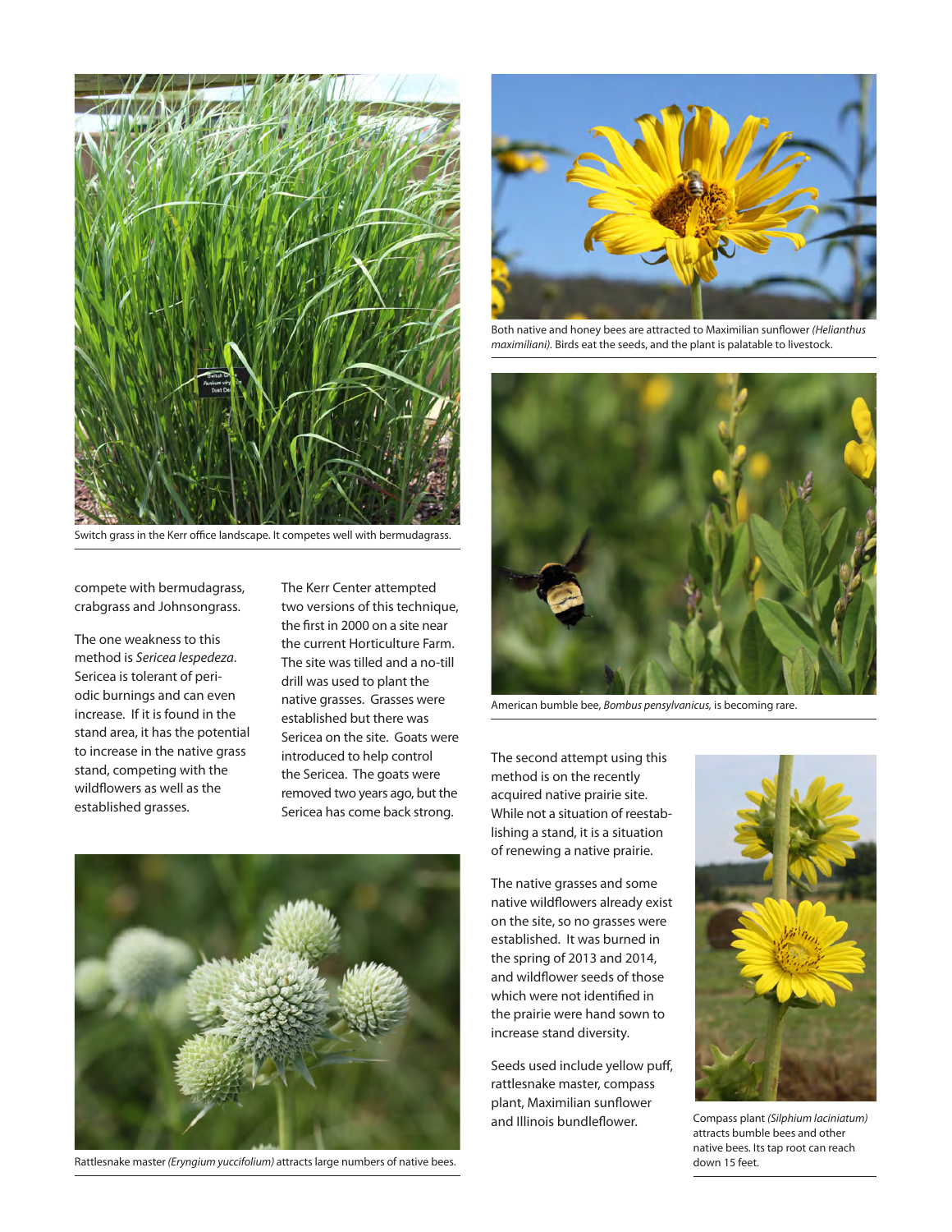Switch grass in the Kerr office landscape. It competes well with bermudagrass.

compete with bermudagrass, crabgrass and Johnsongrass.

The one weakness to this method is *Sericea lespedeza*. Sericea is tolerant of periodic burnings and can even increase. If it is found in the stand area, it has the potential to increase in the native grass stand, competing with the wildflowers as well as the established grasses.

The Kerr Center attempted two versions of this technique, the first in 2000 on a site near the current Horticulture Farm. The site was tilled and a no-till drill was used to plant the native grasses. Grasses were established but there was Sericea on the site. Goats were introduced to help control the Sericea. The goats were removed two years ago, but the Sericea has come back strong.

Rattlesnake master *(Eryngium yuccifolium)* attracts large numbers of native bees.

Both native and honey bees are attracted to Maximilian sunflower *(Helianthus maximiliani).* Birds eat the seeds, and the plant is palatable to livestock.

American bumble bee, *Bombus pensylvanicus,* is becoming rare.

The second attempt using this method is on the recently acquired native prairie site. While not a situation of reestablishing a stand, it is a situation of renewing a native prairie.

The native grasses and some native wildflowers already exist on the site, so no grasses were established. It was burned in the spring of 2013 and 2014, and wildflower seeds of those which were not identified in the prairie were hand sown to increase stand diversity.

Seeds used include yellow puff, rattlesnake master, compass plant, Maximilian sunflower and Illinois bundleflower.

Compass plant *(Silphium laciniatum)* attracts bumble bees and other native bees. Its tap root can reach down 15 feet.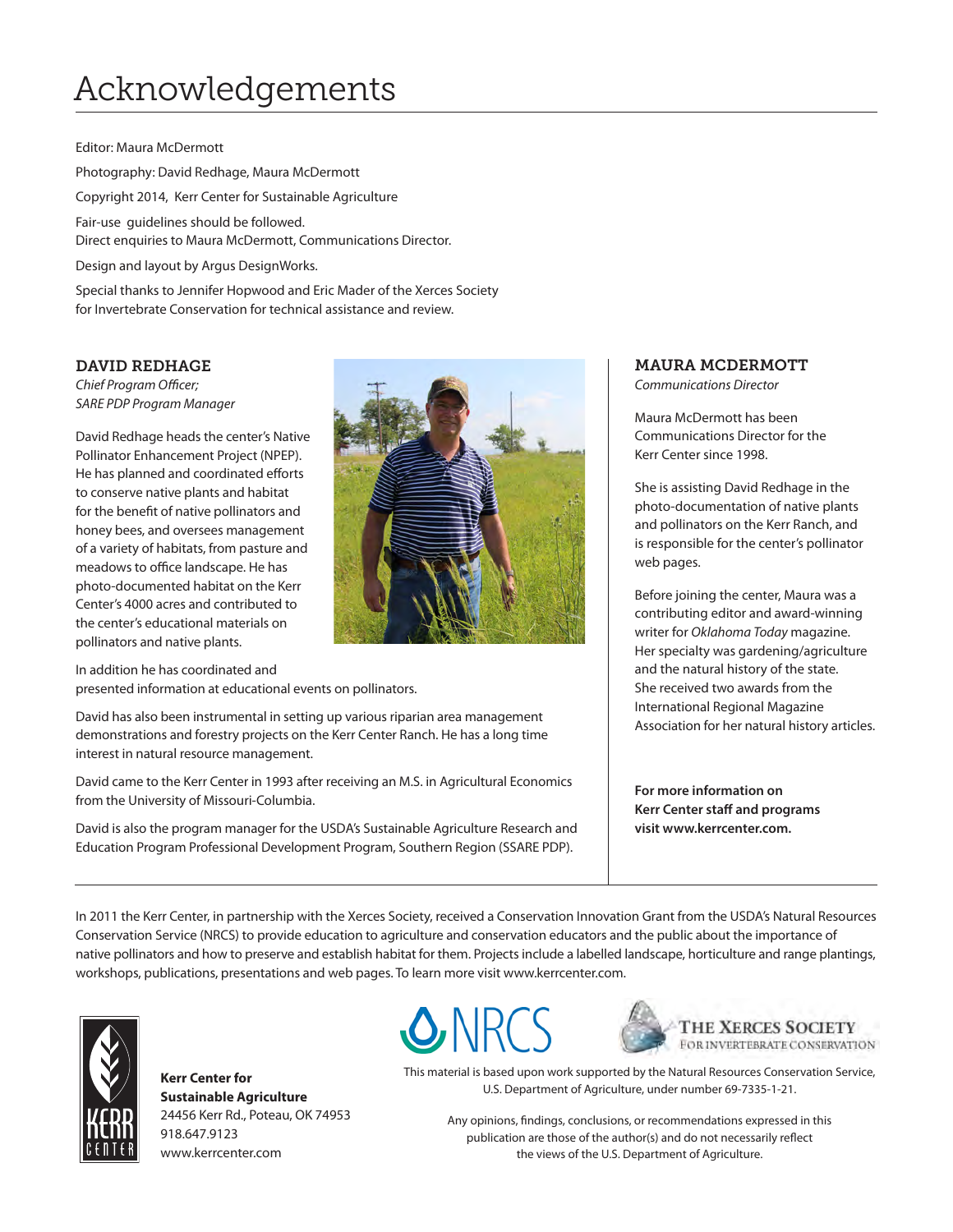# Acknowledgements

Editor: Maura McDermott

Photography: David Redhage, Maura McDermott

Copyright 2014, Kerr Center for Sustainable Agriculture

Fair-use guidelines should be followed.
Direct enquiries to Maura McDermott, Communications Director.

Design and layout by Argus DesignWorks.

Special thanks to Jennifer Hopwood and Eric Mader of the Xerces Society for Invertebrate Conservation for technical assistance and review.

## DAVID REDHAGE

*Chief Program Officer;*
*SARE PDP Program Manager*

David Redhage heads the center's Native Pollinator Enhancement Project (NPEP). He has planned and coordinated efforts to conserve native plants and habitat for the benefit of native pollinators and honey bees, and oversees management of a variety of habitats, from pasture and meadows to office landscape. He has photo-documented habitat on the Kerr Center's 4000 acres and contributed to the center's educational materials on pollinators and native plants.

In addition he has coordinated and presented information at educational events on pollinators.

David has also been instrumental in setting up various riparian area management demonstrations and forestry projects on the Kerr Center Ranch. He has a long time interest in natural resource management.

David came to the Kerr Center in 1993 after receiving an M.S. in Agricultural Economics from the University of Missouri-Columbia.

David is also the program manager for the USDA's Sustainable Agriculture Research and Education Program Professional Development Program, Southern Region (SSARE PDP).

## MAURA MCDERMOTT

*Communications Director*

Maura McDermott has been Communications Director for the Kerr Center since 1998.

She is assisting David Redhage in the photo-documentation of native plants and pollinators on the Kerr Ranch, and is responsible for the center's pollinator web pages.

Before joining the center, Maura was a contributing editor and award-winning writer for *Oklahoma Today* magazine. Her specialty was gardening/agriculture and the natural history of the state. She received two awards from the International Regional Magazine Association for her natural history articles.

**For more information on Kerr Center staff and programs visit www.kerrcenter.com.**

In 2011 the Kerr Center, in partnership with the Xerces Society, received a Conservation Innovation Grant from the USDA's Natural Resources Conservation Service (NRCS) to provide education to agriculture and conservation educators and the public about the importance of native pollinators and how to preserve and establish habitat for them. Projects include a labelled landscape, horticulture and range plantings, workshops, publications, presentations and web pages. To learn more visit www.kerrcenter.com.

**Kerr Center for Sustainable Agriculture**
24456 Kerr Rd., Poteau, OK 74953
918.647.9123
www.kerrcenter.com

This material is based upon work supported by the Natural Resources Conservation Service, U.S. Department of Agriculture, under number 69-7335-1-21.

Any opinions, findings, conclusions, or recommendations expressed in this publication are those of the author(s) and do not necessarily reflect the views of the U.S. Department of Agriculture.